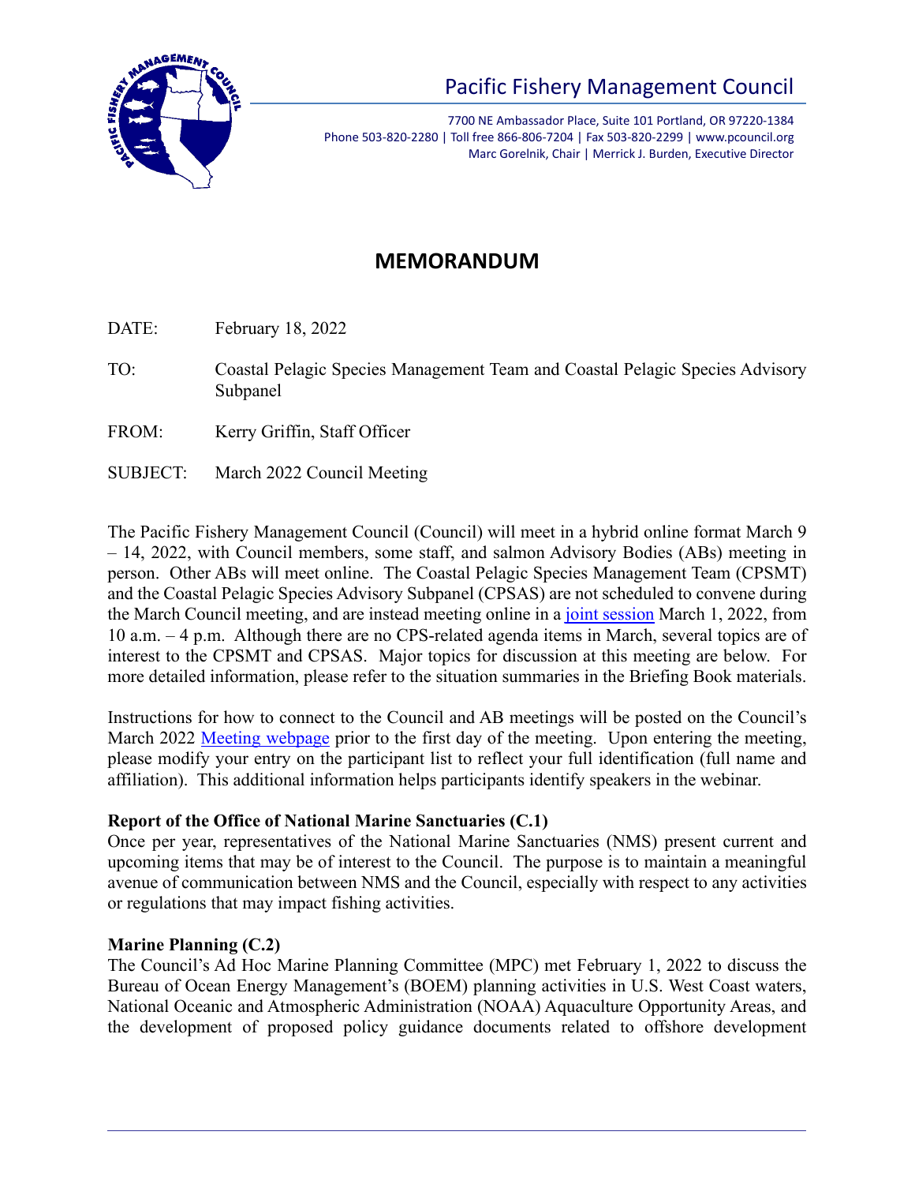# Pacific Fishery Management Council

7700 NE Ambassador Place, Suite 101 Portland, OR 97220-1384
Phone 503-820-2280 | Toll free 866-806-7204 | Fax 503-820-2299 | www.pcouncil.org
Marc Gorelnik, Chair | Merrick J. Burden, Executive Director

## MEMORANDUM

DATE: February 18, 2022

TO: Coastal Pelagic Species Management Team and Coastal Pelagic Species Advisory Subpanel

FROM: Kerry Griffin, Staff Officer

SUBJECT: March 2022 Council Meeting

The Pacific Fishery Management Council (Council) will meet in a hybrid online format March 9 – 14, 2022, with Council members, some staff, and salmon Advisory Bodies (ABs) meeting in person. Other ABs will meet online. The Coastal Pelagic Species Management Team (CPSMT) and the Coastal Pelagic Species Advisory Subpanel (CPSAS) are not scheduled to convene during the March Council meeting, and are instead meeting online in a joint session March 1, 2022, from 10 a.m. – 4 p.m. Although there are no CPS-related agenda items in March, several topics are of interest to the CPSMT and CPSAS. Major topics for discussion at this meeting are below. For more detailed information, please refer to the situation summaries in the Briefing Book materials.

Instructions for how to connect to the Council and AB meetings will be posted on the Council's March 2022 Meeting webpage prior to the first day of the meeting. Upon entering the meeting, please modify your entry on the participant list to reflect your full identification (full name and affiliation). This additional information helps participants identify speakers in the webinar.

**Report of the Office of National Marine Sanctuaries (C.1)**
Once per year, representatives of the National Marine Sanctuaries (NMS) present current and upcoming items that may be of interest to the Council. The purpose is to maintain a meaningful avenue of communication between NMS and the Council, especially with respect to any activities or regulations that may impact fishing activities.

**Marine Planning (C.2)**
The Council's Ad Hoc Marine Planning Committee (MPC) met February 1, 2022 to discuss the Bureau of Ocean Energy Management's (BOEM) planning activities in U.S. West Coast waters, National Oceanic and Atmospheric Administration (NOAA) Aquaculture Opportunity Areas, and the development of proposed policy guidance documents related to offshore development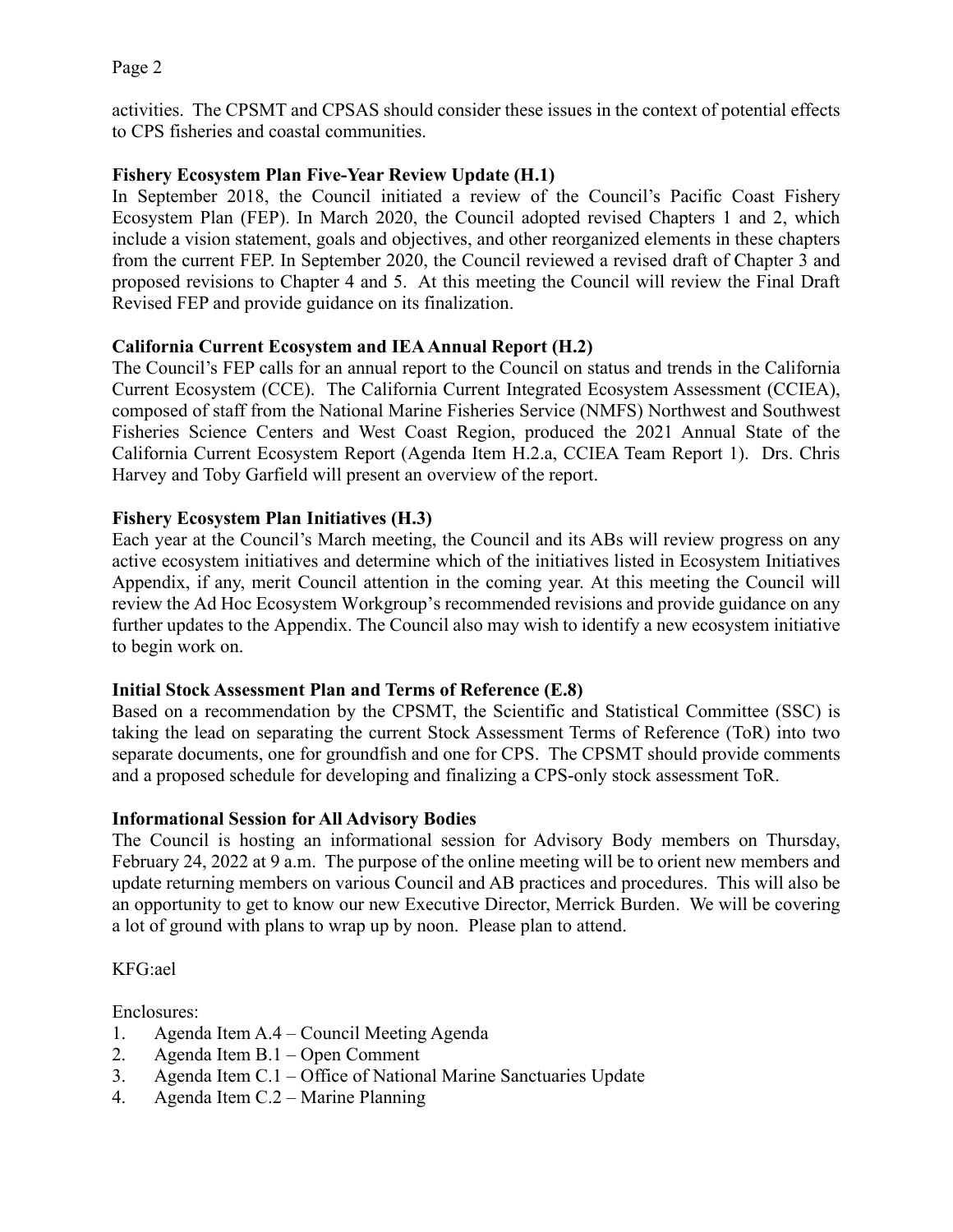activities. The CPSMT and CPSAS should consider these issues in the context of potential effects to CPS fisheries and coastal communities.

**Fishery Ecosystem Plan Five-Year Review Update (H.1)**

In September 2018, the Council initiated a review of the Council's Pacific Coast Fishery Ecosystem Plan (FEP). In March 2020, the Council adopted revised Chapters 1 and 2, which include a vision statement, goals and objectives, and other reorganized elements in these chapters from the current FEP. In September 2020, the Council reviewed a revised draft of Chapter 3 and proposed revisions to Chapter 4 and 5. At this meeting the Council will review the Final Draft Revised FEP and provide guidance on its finalization.

**California Current Ecosystem and IEA Annual Report (H.2)**

The Council's FEP calls for an annual report to the Council on status and trends in the California Current Ecosystem (CCE). The California Current Integrated Ecosystem Assessment (CCIEA), composed of staff from the National Marine Fisheries Service (NMFS) Northwest and Southwest Fisheries Science Centers and West Coast Region, produced the 2021 Annual State of the California Current Ecosystem Report (Agenda Item H.2.a, CCIEA Team Report 1). Drs. Chris Harvey and Toby Garfield will present an overview of the report.

**Fishery Ecosystem Plan Initiatives (H.3)**

Each year at the Council's March meeting, the Council and its ABs will review progress on any active ecosystem initiatives and determine which of the initiatives listed in Ecosystem Initiatives Appendix, if any, merit Council attention in the coming year. At this meeting the Council will review the Ad Hoc Ecosystem Workgroup's recommended revisions and provide guidance on any further updates to the Appendix. The Council also may wish to identify a new ecosystem initiative to begin work on.

**Initial Stock Assessment Plan and Terms of Reference (E.8)**

Based on a recommendation by the CPSMT, the Scientific and Statistical Committee (SSC) is taking the lead on separating the current Stock Assessment Terms of Reference (ToR) into two separate documents, one for groundfish and one for CPS. The CPSMT should provide comments and a proposed schedule for developing and finalizing a CPS-only stock assessment ToR.

**Informational Session for All Advisory Bodies**

The Council is hosting an informational session for Advisory Body members on Thursday, February 24, 2022 at 9 a.m. The purpose of the online meeting will be to orient new members and update returning members on various Council and AB practices and procedures. This will also be an opportunity to get to know our new Executive Director, Merrick Burden. We will be covering a lot of ground with plans to wrap up by noon. Please plan to attend.

KFG:ael

Enclosures:

1. Agenda Item A.4 – Council Meeting Agenda
2. Agenda Item B.1 – Open Comment
3. Agenda Item C.1 – Office of National Marine Sanctuaries Update
4. Agenda Item C.2 – Marine Planning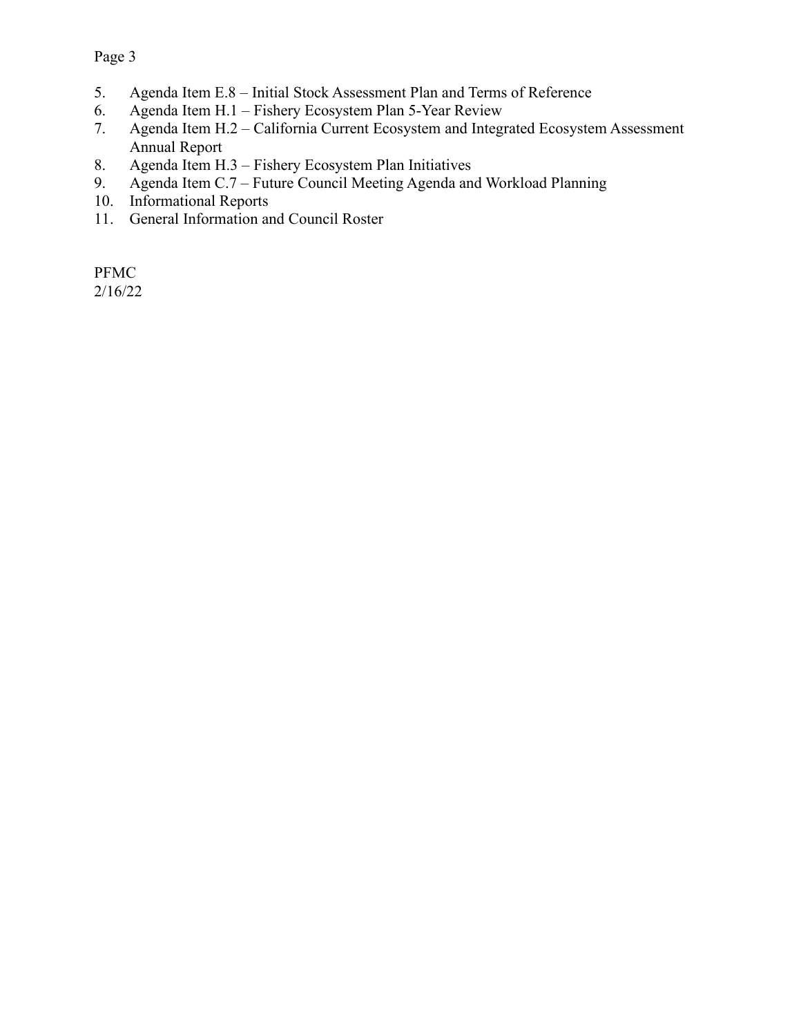5. Agenda Item E.8 – Initial Stock Assessment Plan and Terms of Reference
6. Agenda Item H.1 – Fishery Ecosystem Plan 5-Year Review
7. Agenda Item H.2 – California Current Ecosystem and Integrated Ecosystem Assessment Annual Report
8. Agenda Item H.3 – Fishery Ecosystem Plan Initiatives
9. Agenda Item C.7 – Future Council Meeting Agenda and Workload Planning
10. Informational Reports
11. General Information and Council Roster

PFMC
2/16/22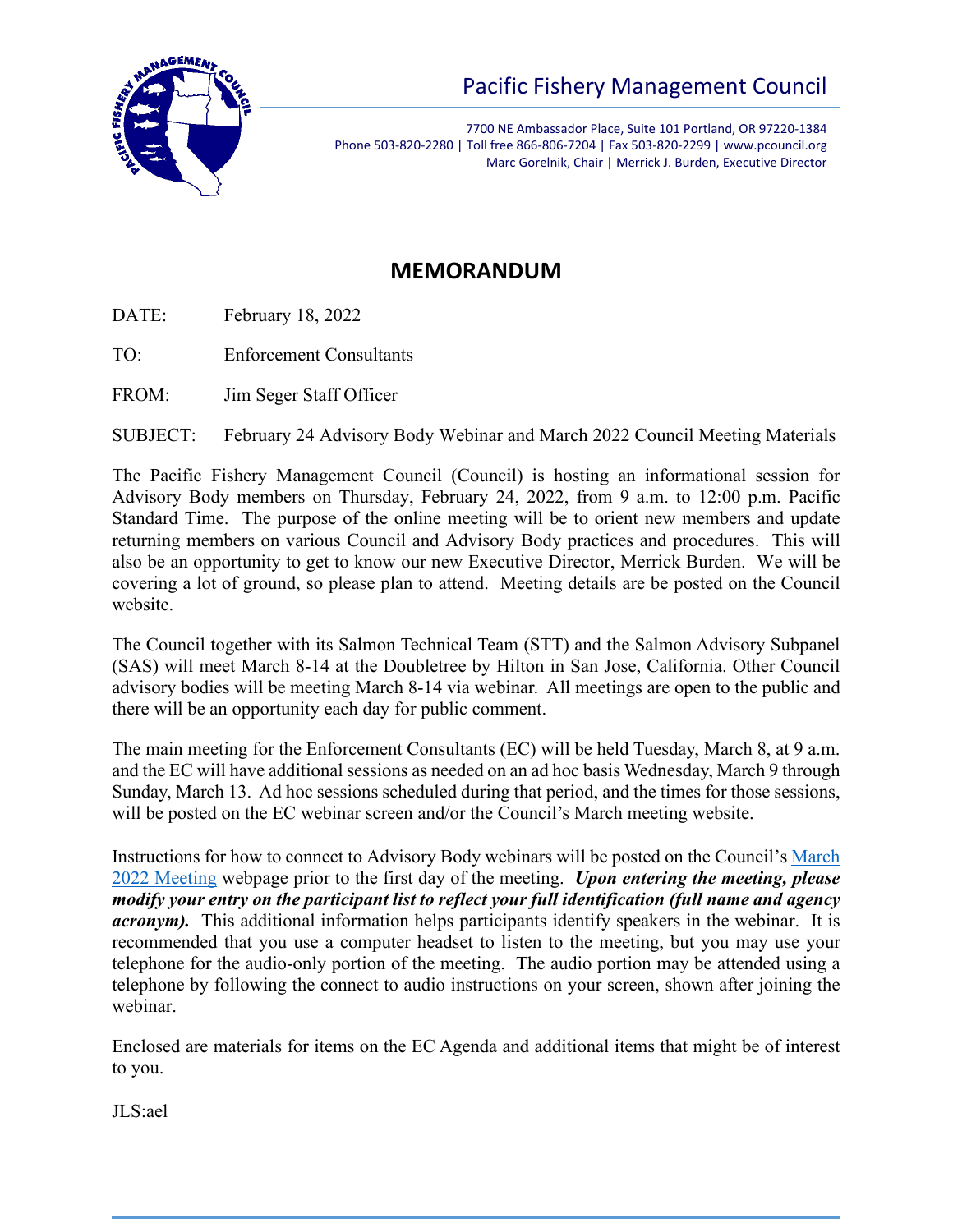# Pacific Fishery Management Council

7700 NE Ambassador Place, Suite 101 Portland, OR 97220-1384
Phone 503-820-2280 | Toll free 866-806-7204 | Fax 503-820-2299 | www.pcouncil.org
Marc Gorelnik, Chair | Merrick J. Burden, Executive Director

## MEMORANDUM

DATE: February 18, 2022

TO: Enforcement Consultants

FROM: Jim Seger Staff Officer

SUBJECT: February 24 Advisory Body Webinar and March 2022 Council Meeting Materials

The Pacific Fishery Management Council (Council) is hosting an informational session for Advisory Body members on Thursday, February 24, 2022, from 9 a.m. to 12:00 p.m. Pacific Standard Time. The purpose of the online meeting will be to orient new members and update returning members on various Council and Advisory Body practices and procedures. This will also be an opportunity to get to know our new Executive Director, Merrick Burden. We will be covering a lot of ground, so please plan to attend. Meeting details are be posted on the Council website.

The Council together with its Salmon Technical Team (STT) and the Salmon Advisory Subpanel (SAS) will meet March 8-14 at the Doubletree by Hilton in San Jose, California. Other Council advisory bodies will be meeting March 8-14 via webinar. All meetings are open to the public and there will be an opportunity each day for public comment.

The main meeting for the Enforcement Consultants (EC) will be held Tuesday, March 8, at 9 a.m. and the EC will have additional sessions as needed on an ad hoc basis Wednesday, March 9 through Sunday, March 13. Ad hoc sessions scheduled during that period, and the times for those sessions, will be posted on the EC webinar screen and/or the Council's March meeting website.

Instructions for how to connect to Advisory Body webinars will be posted on the Council's March 2022 Meeting webpage prior to the first day of the meeting. ***Upon entering the meeting, please modify your entry on the participant list to reflect your full identification (full name and agency acronym).*** This additional information helps participants identify speakers in the webinar. It is recommended that you use a computer headset to listen to the meeting, but you may use your telephone for the audio-only portion of the meeting. The audio portion may be attended using a telephone by following the connect to audio instructions on your screen, shown after joining the webinar.

Enclosed are materials for items on the EC Agenda and additional items that might be of interest to you.

JLS:ael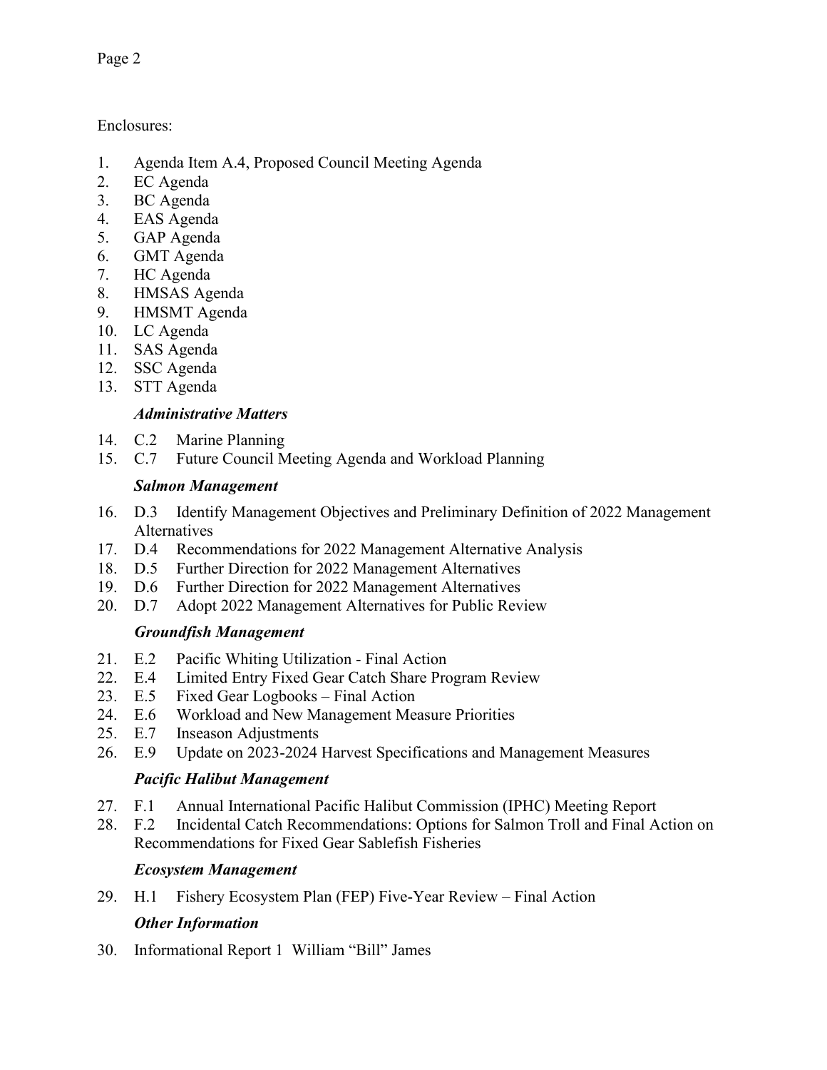Enclosures:

1. Agenda Item A.4, Proposed Council Meeting Agenda
2. EC Agenda
3. BC Agenda
4. EAS Agenda
5. GAP Agenda
6. GMT Agenda
7. HC Agenda
8. HMSAS Agenda
9. HMSMT Agenda
10. LC Agenda
11. SAS Agenda
12. SSC Agenda
13. STT Agenda

***Administrative Matters***

14. C.2 Marine Planning
15. C.7 Future Council Meeting Agenda and Workload Planning

***Salmon Management***

16. D.3 Identify Management Objectives and Preliminary Definition of 2022 Management Alternatives
17. D.4 Recommendations for 2022 Management Alternative Analysis
18. D.5 Further Direction for 2022 Management Alternatives
19. D.6 Further Direction for 2022 Management Alternatives
20. D.7 Adopt 2022 Management Alternatives for Public Review

***Groundfish Management***

21. E.2 Pacific Whiting Utilization - Final Action
22. E.4 Limited Entry Fixed Gear Catch Share Program Review
23. E.5 Fixed Gear Logbooks – Final Action
24. E.6 Workload and New Management Measure Priorities
25. E.7 Inseason Adjustments
26. E.9 Update on 2023-2024 Harvest Specifications and Management Measures

***Pacific Halibut Management***

27. F.1 Annual International Pacific Halibut Commission (IPHC) Meeting Report
28. F.2 Incidental Catch Recommendations: Options for Salmon Troll and Final Action on Recommendations for Fixed Gear Sablefish Fisheries

***Ecosystem Management***

29. H.1 Fishery Ecosystem Plan (FEP) Five-Year Review – Final Action

***Other Information***

30. Informational Report 1 William "Bill" James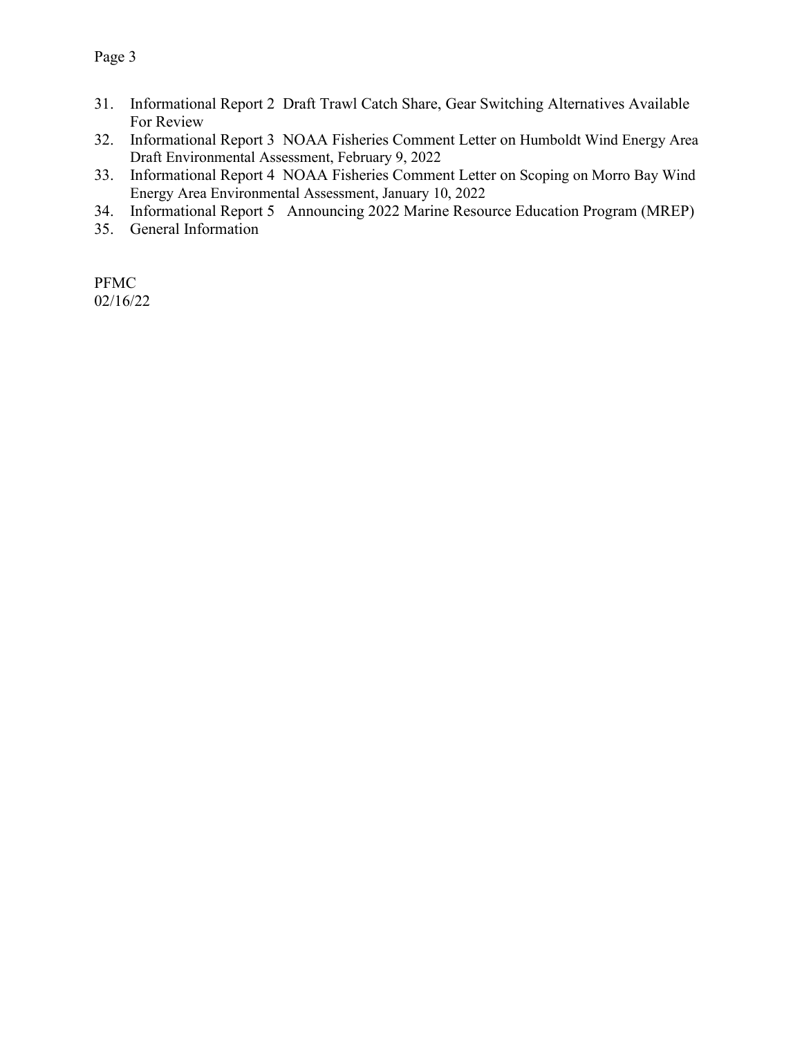31. Informational Report 2 Draft Trawl Catch Share, Gear Switching Alternatives Available For Review
32. Informational Report 3 NOAA Fisheries Comment Letter on Humboldt Wind Energy Area Draft Environmental Assessment, February 9, 2022
33. Informational Report 4 NOAA Fisheries Comment Letter on Scoping on Morro Bay Wind Energy Area Environmental Assessment, January 10, 2022
34. Informational Report 5 Announcing 2022 Marine Resource Education Program (MREP)
35. General Information

PFMC
02/16/22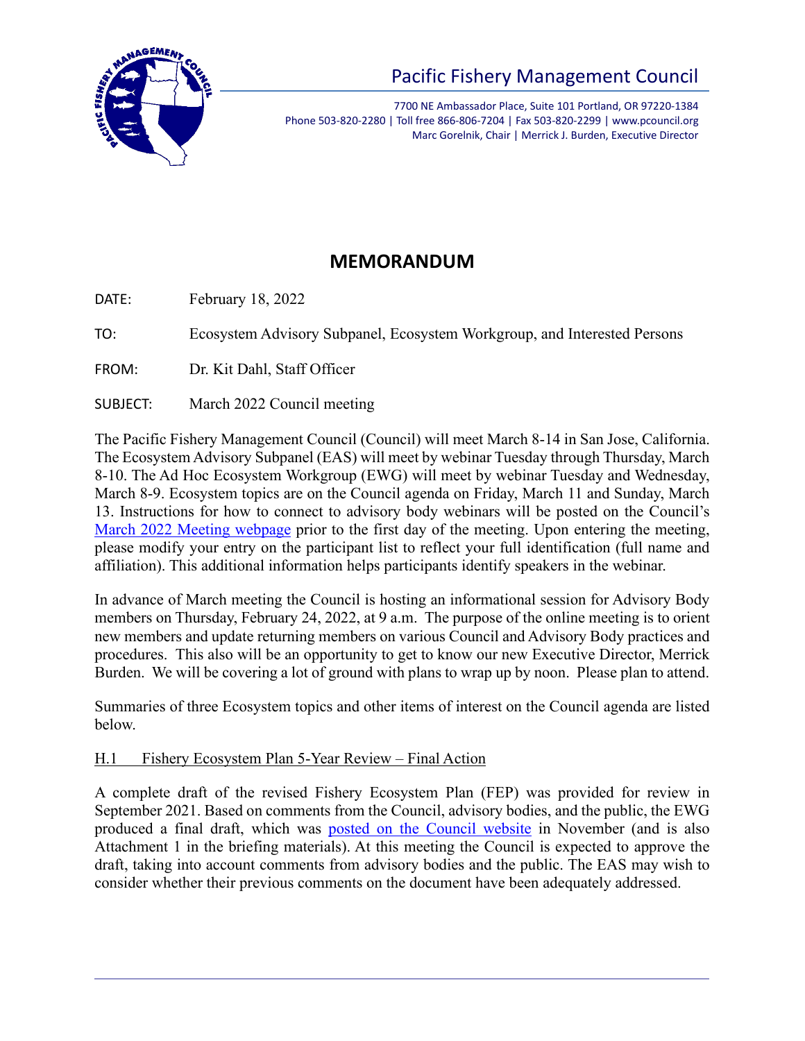# Pacific Fishery Management Council

7700 NE Ambassador Place, Suite 101 Portland, OR 97220-1384
Phone 503-820-2280 | Toll free 866-806-7204 | Fax 503-820-2299 | www.pcouncil.org
Marc Gorelnik, Chair | Merrick J. Burden, Executive Director

## MEMORANDUM

DATE: February 18, 2022

TO: Ecosystem Advisory Subpanel, Ecosystem Workgroup, and Interested Persons

FROM: Dr. Kit Dahl, Staff Officer

SUBJECT: March 2022 Council meeting

The Pacific Fishery Management Council (Council) will meet March 8-14 in San Jose, California. The Ecosystem Advisory Subpanel (EAS) will meet by webinar Tuesday through Thursday, March 8-10. The Ad Hoc Ecosystem Workgroup (EWG) will meet by webinar Tuesday and Wednesday, March 8-9. Ecosystem topics are on the Council agenda on Friday, March 11 and Sunday, March 13. Instructions for how to connect to advisory body webinars will be posted on the Council's March 2022 Meeting webpage prior to the first day of the meeting. Upon entering the meeting, please modify your entry on the participant list to reflect your full identification (full name and affiliation). This additional information helps participants identify speakers in the webinar.

In advance of March meeting the Council is hosting an informational session for Advisory Body members on Thursday, February 24, 2022, at 9 a.m. The purpose of the online meeting is to orient new members and update returning members on various Council and Advisory Body practices and procedures. This also will be an opportunity to get to know our new Executive Director, Merrick Burden. We will be covering a lot of ground with plans to wrap up by noon. Please plan to attend.

Summaries of three Ecosystem topics and other items of interest on the Council agenda are listed below.

### H.1 Fishery Ecosystem Plan 5-Year Review – Final Action

A complete draft of the revised Fishery Ecosystem Plan (FEP) was provided for review in September 2021. Based on comments from the Council, advisory bodies, and the public, the EWG produced a final draft, which was posted on the Council website in November (and is also Attachment 1 in the briefing materials). At this meeting the Council is expected to approve the draft, taking into account comments from advisory bodies and the public. The EAS may wish to consider whether their previous comments on the document have been adequately addressed.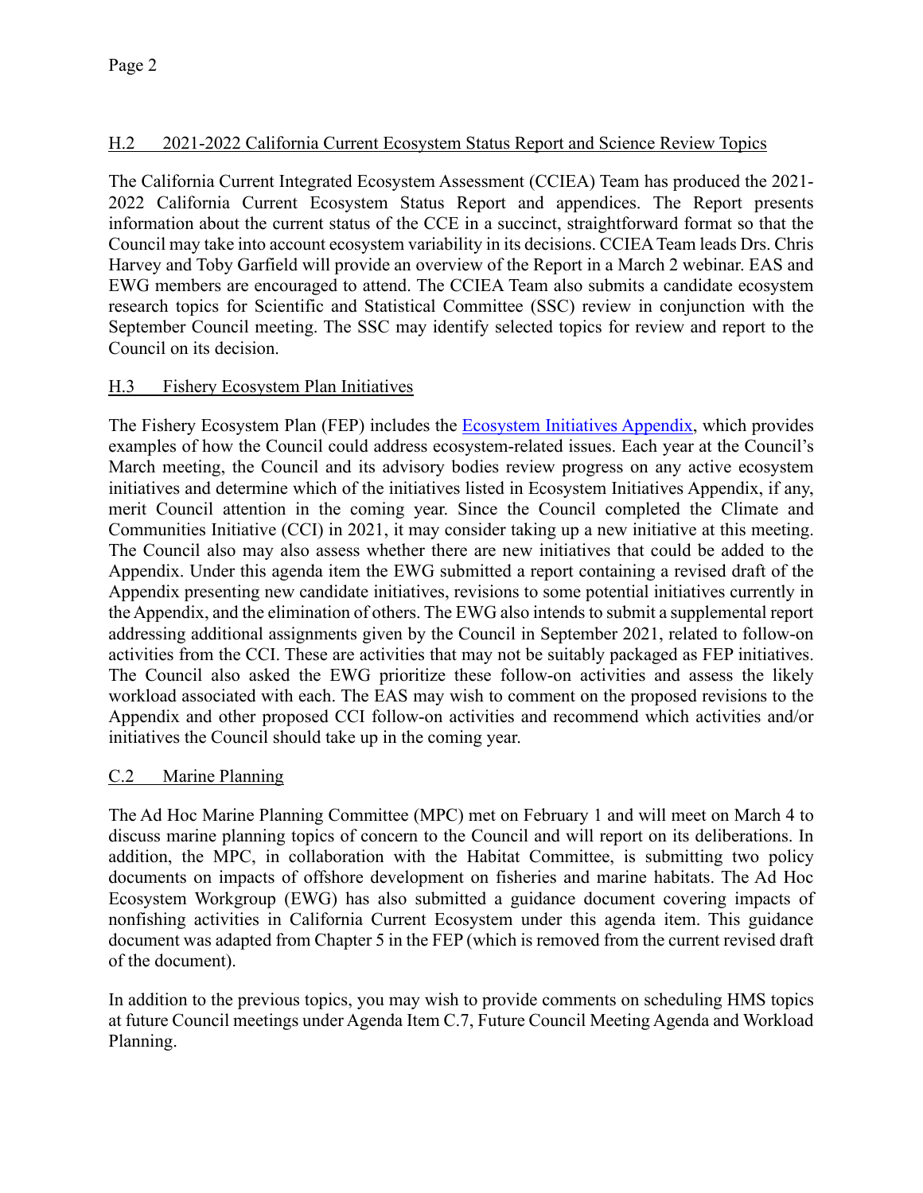## H.2 2021-2022 California Current Ecosystem Status Report and Science Review Topics

The California Current Integrated Ecosystem Assessment (CCIEA) Team has produced the 2021-2022 California Current Ecosystem Status Report and appendices. The Report presents information about the current status of the CCE in a succinct, straightforward format so that the Council may take into account ecosystem variability in its decisions. CCIEA Team leads Drs. Chris Harvey and Toby Garfield will provide an overview of the Report in a March 2 webinar. EAS and EWG members are encouraged to attend. The CCIEA Team also submits a candidate ecosystem research topics for Scientific and Statistical Committee (SSC) review in conjunction with the September Council meeting. The SSC may identify selected topics for review and report to the Council on its decision.

## H.3 Fishery Ecosystem Plan Initiatives

The Fishery Ecosystem Plan (FEP) includes the Ecosystem Initiatives Appendix, which provides examples of how the Council could address ecosystem-related issues. Each year at the Council's March meeting, the Council and its advisory bodies review progress on any active ecosystem initiatives and determine which of the initiatives listed in Ecosystem Initiatives Appendix, if any, merit Council attention in the coming year. Since the Council completed the Climate and Communities Initiative (CCI) in 2021, it may consider taking up a new initiative at this meeting. The Council also may also assess whether there are new initiatives that could be added to the Appendix. Under this agenda item the EWG submitted a report containing a revised draft of the Appendix presenting new candidate initiatives, revisions to some potential initiatives currently in the Appendix, and the elimination of others. The EWG also intends to submit a supplemental report addressing additional assignments given by the Council in September 2021, related to follow-on activities from the CCI. These are activities that may not be suitably packaged as FEP initiatives. The Council also asked the EWG prioritize these follow-on activities and assess the likely workload associated with each. The EAS may wish to comment on the proposed revisions to the Appendix and other proposed CCI follow-on activities and recommend which activities and/or initiatives the Council should take up in the coming year.

## C.2 Marine Planning

The Ad Hoc Marine Planning Committee (MPC) met on February 1 and will meet on March 4 to discuss marine planning topics of concern to the Council and will report on its deliberations. In addition, the MPC, in collaboration with the Habitat Committee, is submitting two policy documents on impacts of offshore development on fisheries and marine habitats. The Ad Hoc Ecosystem Workgroup (EWG) has also submitted a guidance document covering impacts of nonfishing activities in California Current Ecosystem under this agenda item. This guidance document was adapted from Chapter 5 in the FEP (which is removed from the current revised draft of the document).

In addition to the previous topics, you may wish to provide comments on scheduling HMS topics at future Council meetings under Agenda Item C.7, Future Council Meeting Agenda and Workload Planning.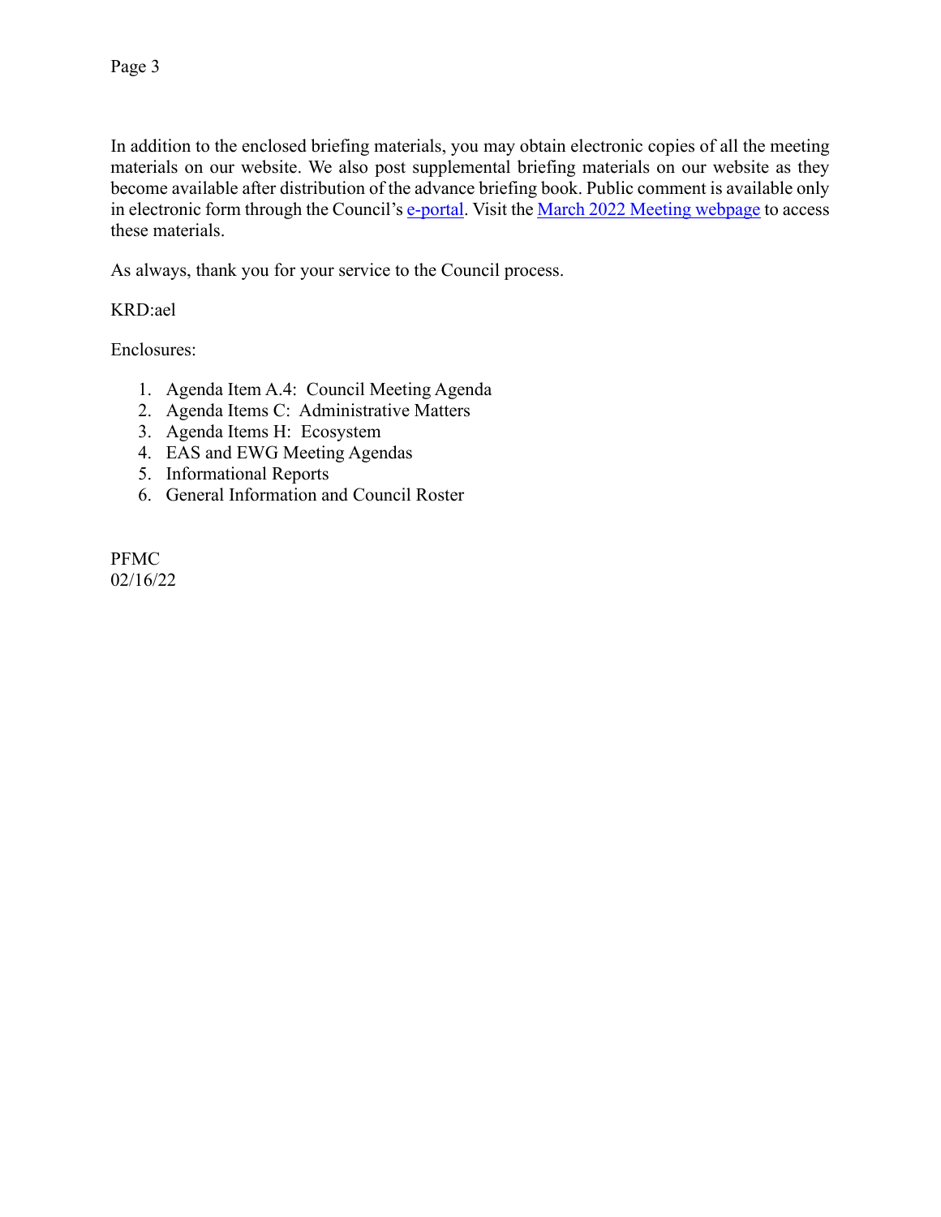In addition to the enclosed briefing materials, you may obtain electronic copies of all the meeting materials on our website. We also post supplemental briefing materials on our website as they become available after distribution of the advance briefing book. Public comment is available only in electronic form through the Council's e-portal. Visit the March 2022 Meeting webpage to access these materials.

As always, thank you for your service to the Council process.

KRD:ael

Enclosures:

1. Agenda Item A.4:  Council Meeting Agenda
2. Agenda Items C:  Administrative Matters
3. Agenda Items H:  Ecosystem
4. EAS and EWG Meeting Agendas
5. Informational Reports
6. General Information and Council Roster

PFMC
02/16/22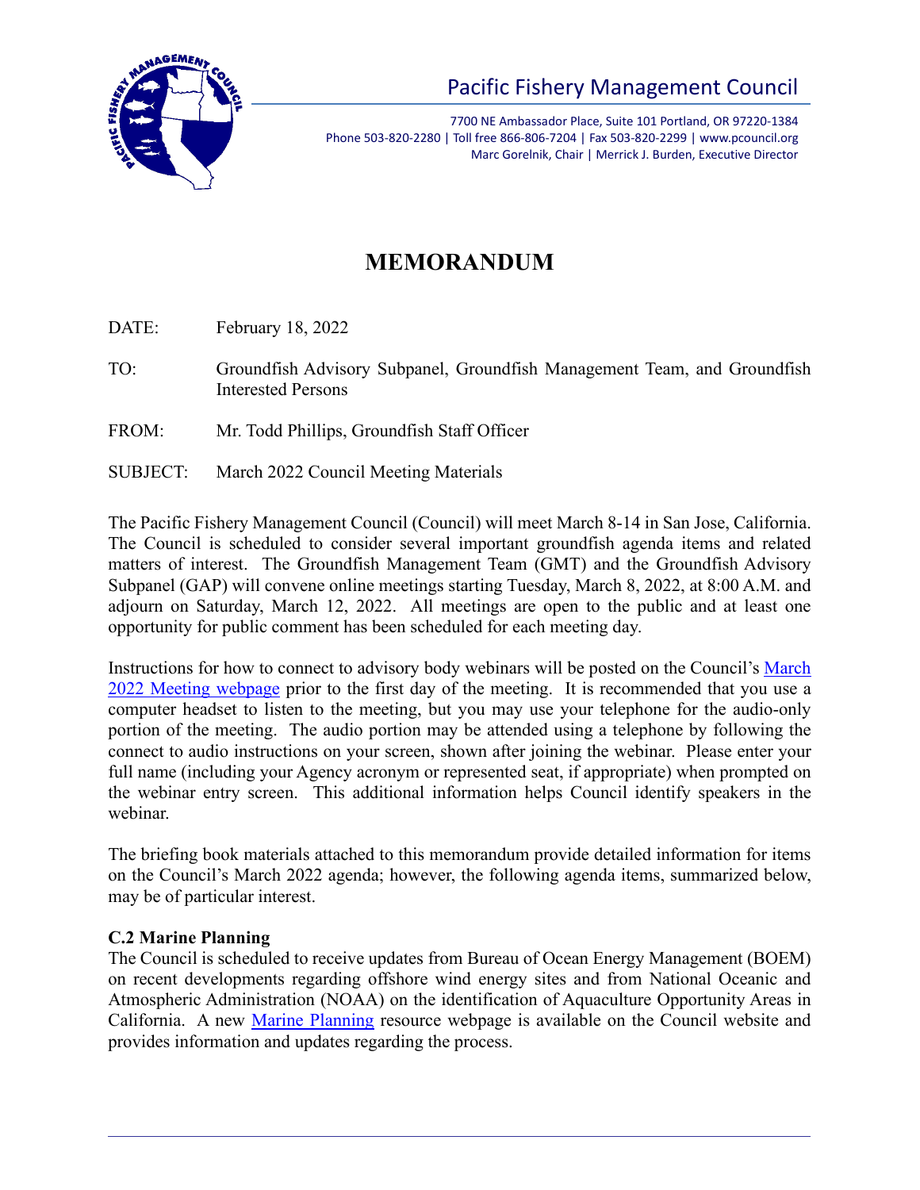# Pacific Fishery Management Council

7700 NE Ambassador Place, Suite 101 Portland, OR 97220-1384
Phone 503-820-2280 | Toll free 866-806-7204 | Fax 503-820-2299 | www.pcouncil.org
Marc Gorelnik, Chair | Merrick J. Burden, Executive Director

## MEMORANDUM

DATE: February 18, 2022

TO: Groundfish Advisory Subpanel, Groundfish Management Team, and Groundfish Interested Persons

FROM: Mr. Todd Phillips, Groundfish Staff Officer

SUBJECT: March 2022 Council Meeting Materials

The Pacific Fishery Management Council (Council) will meet March 8-14 in San Jose, California. The Council is scheduled to consider several important groundfish agenda items and related matters of interest. The Groundfish Management Team (GMT) and the Groundfish Advisory Subpanel (GAP) will convene online meetings starting Tuesday, March 8, 2022, at 8:00 A.M. and adjourn on Saturday, March 12, 2022. All meetings are open to the public and at least one opportunity for public comment has been scheduled for each meeting day.

Instructions for how to connect to advisory body webinars will be posted on the Council's March 2022 Meeting webpage prior to the first day of the meeting. It is recommended that you use a computer headset to listen to the meeting, but you may use your telephone for the audio-only portion of the meeting. The audio portion may be attended using a telephone by following the connect to audio instructions on your screen, shown after joining the webinar. Please enter your full name (including your Agency acronym or represented seat, if appropriate) when prompted on the webinar entry screen. This additional information helps Council identify speakers in the webinar.

The briefing book materials attached to this memorandum provide detailed information for items on the Council's March 2022 agenda; however, the following agenda items, summarized below, may be of particular interest.

**C.2 Marine Planning**

The Council is scheduled to receive updates from Bureau of Ocean Energy Management (BOEM) on recent developments regarding offshore wind energy sites and from National Oceanic and Atmospheric Administration (NOAA) on the identification of Aquaculture Opportunity Areas in California. A new Marine Planning resource webpage is available on the Council website and provides information and updates regarding the process.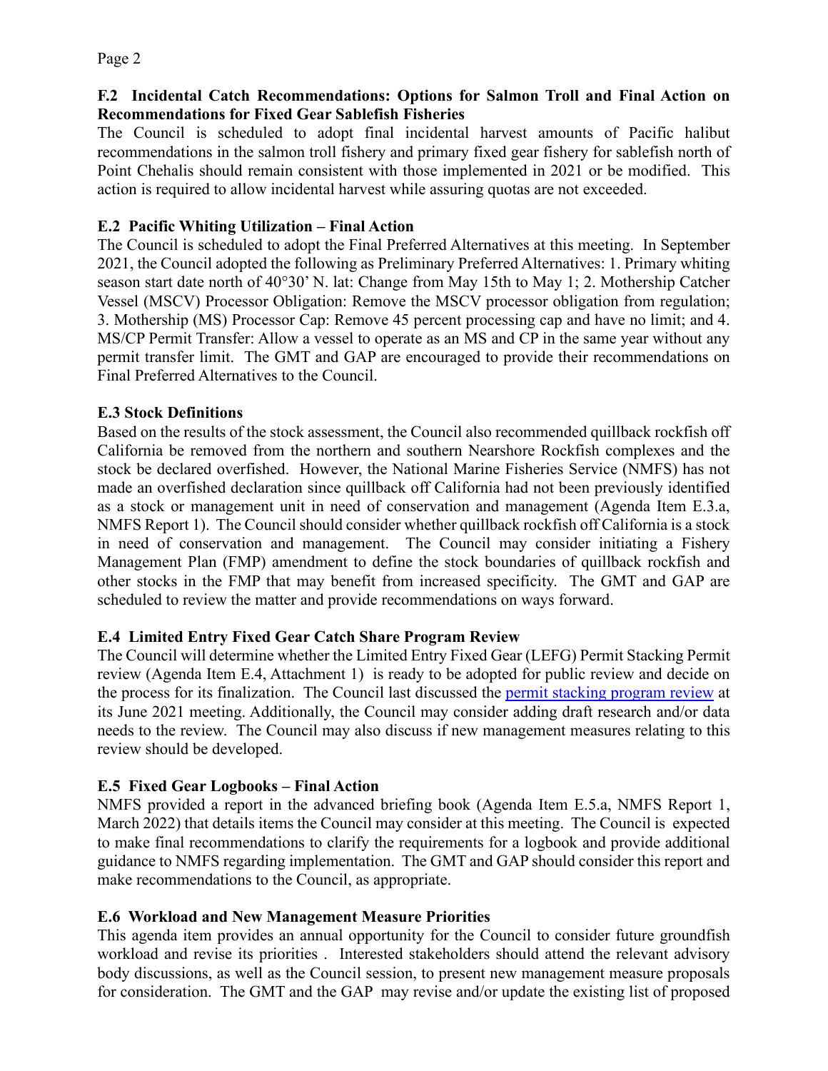### F.2 Incidental Catch Recommendations: Options for Salmon Troll and Final Action on Recommendations for Fixed Gear Sablefish Fisheries

The Council is scheduled to adopt final incidental harvest amounts of Pacific halibut recommendations in the salmon troll fishery and primary fixed gear fishery for sablefish north of Point Chehalis should remain consistent with those implemented in 2021 or be modified. This action is required to allow incidental harvest while assuring quotas are not exceeded.

### E.2 Pacific Whiting Utilization – Final Action

The Council is scheduled to adopt the Final Preferred Alternatives at this meeting. In September 2021, the Council adopted the following as Preliminary Preferred Alternatives: 1. Primary whiting season start date north of 40°30' N. lat: Change from May 15th to May 1; 2. Mothership Catcher Vessel (MSCV) Processor Obligation: Remove the MSCV processor obligation from regulation; 3. Mothership (MS) Processor Cap: Remove 45 percent processing cap and have no limit; and 4. MS/CP Permit Transfer: Allow a vessel to operate as an MS and CP in the same year without any permit transfer limit. The GMT and GAP are encouraged to provide their recommendations on Final Preferred Alternatives to the Council.

### E.3 Stock Definitions

Based on the results of the stock assessment, the Council also recommended quillback rockfish off California be removed from the northern and southern Nearshore Rockfish complexes and the stock be declared overfished. However, the National Marine Fisheries Service (NMFS) has not made an overfished declaration since quillback off California had not been previously identified as a stock or management unit in need of conservation and management (Agenda Item E.3.a, NMFS Report 1). The Council should consider whether quillback rockfish off California is a stock in need of conservation and management. The Council may consider initiating a Fishery Management Plan (FMP) amendment to define the stock boundaries of quillback rockfish and other stocks in the FMP that may benefit from increased specificity. The GMT and GAP are scheduled to review the matter and provide recommendations on ways forward.

### E.4 Limited Entry Fixed Gear Catch Share Program Review

The Council will determine whether the Limited Entry Fixed Gear (LEFG) Permit Stacking Permit review (Agenda Item E.4, Attachment 1) is ready to be adopted for public review and decide on the process for its finalization. The Council last discussed the permit stacking program review at its June 2021 meeting. Additionally, the Council may consider adding draft research and/or data needs to the review. The Council may also discuss if new management measures relating to this review should be developed.

### E.5 Fixed Gear Logbooks – Final Action

NMFS provided a report in the advanced briefing book (Agenda Item E.5.a, NMFS Report 1, March 2022) that details items the Council may consider at this meeting. The Council is expected to make final recommendations to clarify the requirements for a logbook and provide additional guidance to NMFS regarding implementation. The GMT and GAP should consider this report and make recommendations to the Council, as appropriate.

### E.6 Workload and New Management Measure Priorities

This agenda item provides an annual opportunity for the Council to consider future groundfish workload and revise its priorities . Interested stakeholders should attend the relevant advisory body discussions, as well as the Council session, to present new management measure proposals for consideration. The GMT and the GAP may revise and/or update the existing list of proposed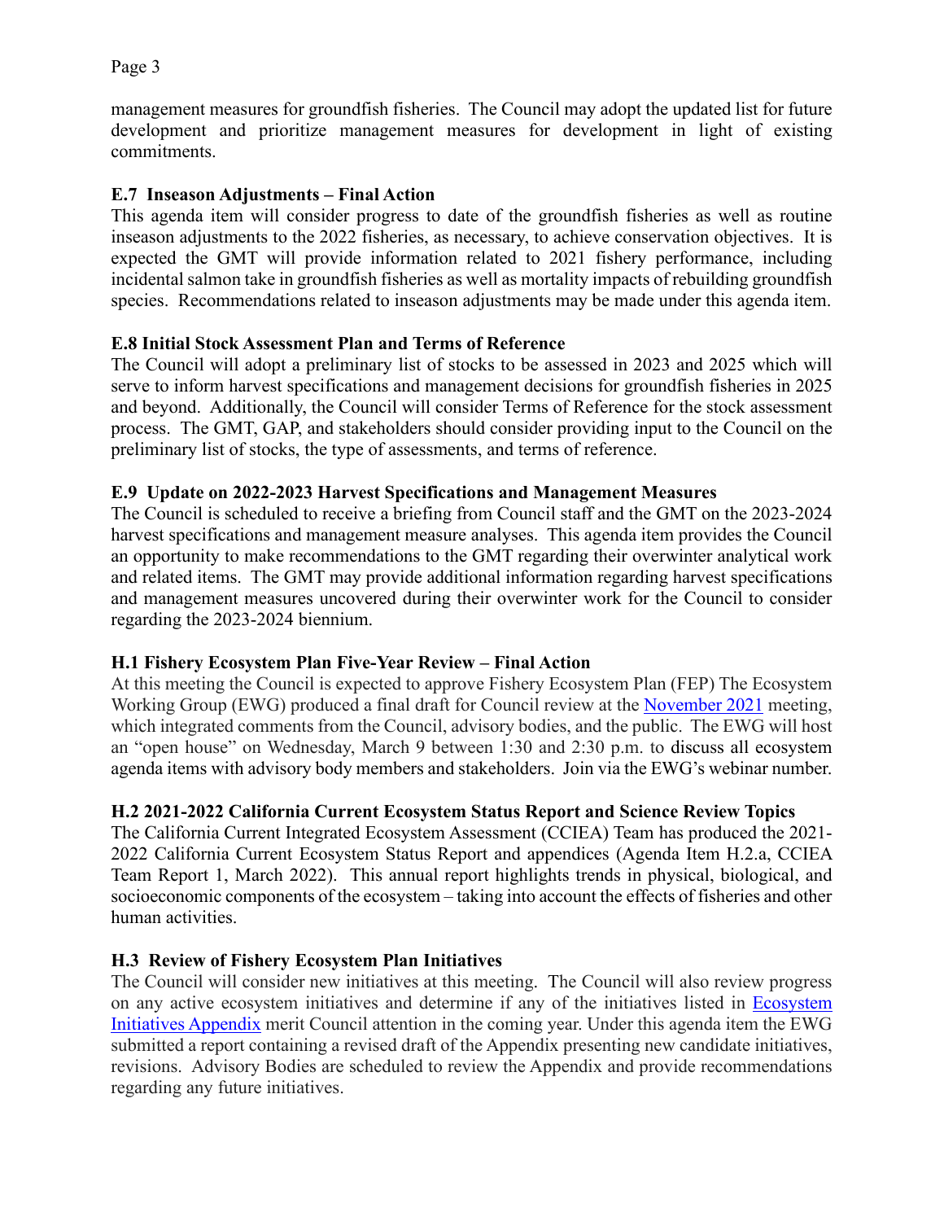management measures for groundfish fisheries. The Council may adopt the updated list for future development and prioritize management measures for development in light of existing commitments.

### E.7 Inseason Adjustments – Final Action

This agenda item will consider progress to date of the groundfish fisheries as well as routine inseason adjustments to the 2022 fisheries, as necessary, to achieve conservation objectives. It is expected the GMT will provide information related to 2021 fishery performance, including incidental salmon take in groundfish fisheries as well as mortality impacts of rebuilding groundfish species. Recommendations related to inseason adjustments may be made under this agenda item.

### E.8 Initial Stock Assessment Plan and Terms of Reference

The Council will adopt a preliminary list of stocks to be assessed in 2023 and 2025 which will serve to inform harvest specifications and management decisions for groundfish fisheries in 2025 and beyond. Additionally, the Council will consider Terms of Reference for the stock assessment process. The GMT, GAP, and stakeholders should consider providing input to the Council on the preliminary list of stocks, the type of assessments, and terms of reference.

### E.9 Update on 2022-2023 Harvest Specifications and Management Measures

The Council is scheduled to receive a briefing from Council staff and the GMT on the 2023-2024 harvest specifications and management measure analyses. This agenda item provides the Council an opportunity to make recommendations to the GMT regarding their overwinter analytical work and related items. The GMT may provide additional information regarding harvest specifications and management measures uncovered during their overwinter work for the Council to consider regarding the 2023-2024 biennium.

### H.1 Fishery Ecosystem Plan Five-Year Review – Final Action

At this meeting the Council is expected to approve Fishery Ecosystem Plan (FEP) The Ecosystem Working Group (EWG) produced a final draft for Council review at the November 2021 meeting, which integrated comments from the Council, advisory bodies, and the public. The EWG will host an "open house" on Wednesday, March 9 between 1:30 and 2:30 p.m. to discuss all ecosystem agenda items with advisory body members and stakeholders. Join via the EWG's webinar number.

### H.2 2021-2022 California Current Ecosystem Status Report and Science Review Topics

The California Current Integrated Ecosystem Assessment (CCIEA) Team has produced the 2021-2022 California Current Ecosystem Status Report and appendices (Agenda Item H.2.a, CCIEA Team Report 1, March 2022). This annual report highlights trends in physical, biological, and socioeconomic components of the ecosystem – taking into account the effects of fisheries and other human activities.

### H.3 Review of Fishery Ecosystem Plan Initiatives

The Council will consider new initiatives at this meeting. The Council will also review progress on any active ecosystem initiatives and determine if any of the initiatives listed in Ecosystem Initiatives Appendix merit Council attention in the coming year. Under this agenda item the EWG submitted a report containing a revised draft of the Appendix presenting new candidate initiatives, revisions. Advisory Bodies are scheduled to review the Appendix and provide recommendations regarding any future initiatives.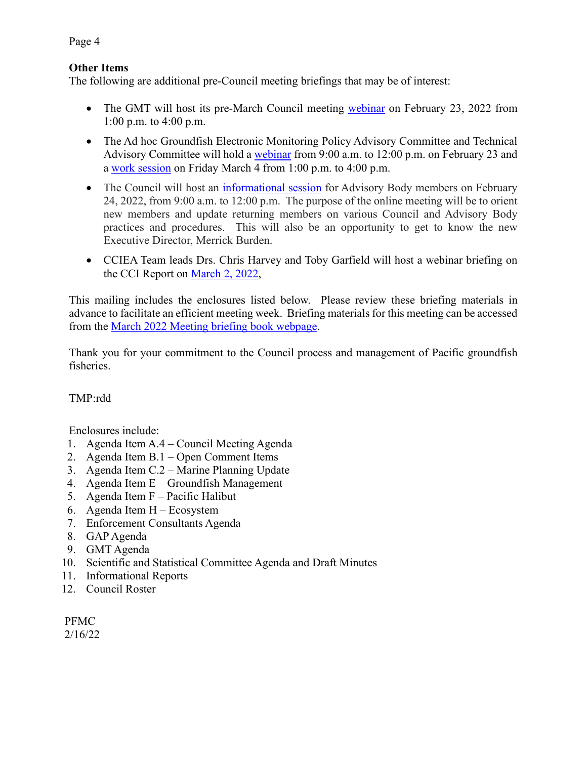**Other Items**

The following are additional pre-Council meeting briefings that may be of interest:

- The GMT will host its pre-March Council meeting webinar on February 23, 2022 from 1:00 p.m. to 4:00 p.m.
- The Ad hoc Groundfish Electronic Monitoring Policy Advisory Committee and Technical Advisory Committee will hold a webinar from 9:00 a.m. to 12:00 p.m. on February 23 and a work session on Friday March 4 from 1:00 p.m. to 4:00 p.m.
- The Council will host an informational session for Advisory Body members on February 24, 2022, from 9:00 a.m. to 12:00 p.m. The purpose of the online meeting will be to orient new members and update returning members on various Council and Advisory Body practices and procedures. This will also be an opportunity to get to know the new Executive Director, Merrick Burden.
- CCIEA Team leads Drs. Chris Harvey and Toby Garfield will host a webinar briefing on the CCI Report on March 2, 2022,

This mailing includes the enclosures listed below. Please review these briefing materials in advance to facilitate an efficient meeting week. Briefing materials for this meeting can be accessed from the March 2022 Meeting briefing book webpage.

Thank you for your commitment to the Council process and management of Pacific groundfish fisheries.

TMP:rdd

Enclosures include:

1. Agenda Item A.4 – Council Meeting Agenda
2. Agenda Item B.1 – Open Comment Items
3. Agenda Item C.2 – Marine Planning Update
4. Agenda Item E – Groundfish Management
5. Agenda Item F – Pacific Halibut
6. Agenda Item H – Ecosystem
7. Enforcement Consultants Agenda
8. GAP Agenda
9. GMT Agenda
10. Scientific and Statistical Committee Agenda and Draft Minutes
11. Informational Reports
12. Council Roster

PFMC
2/16/22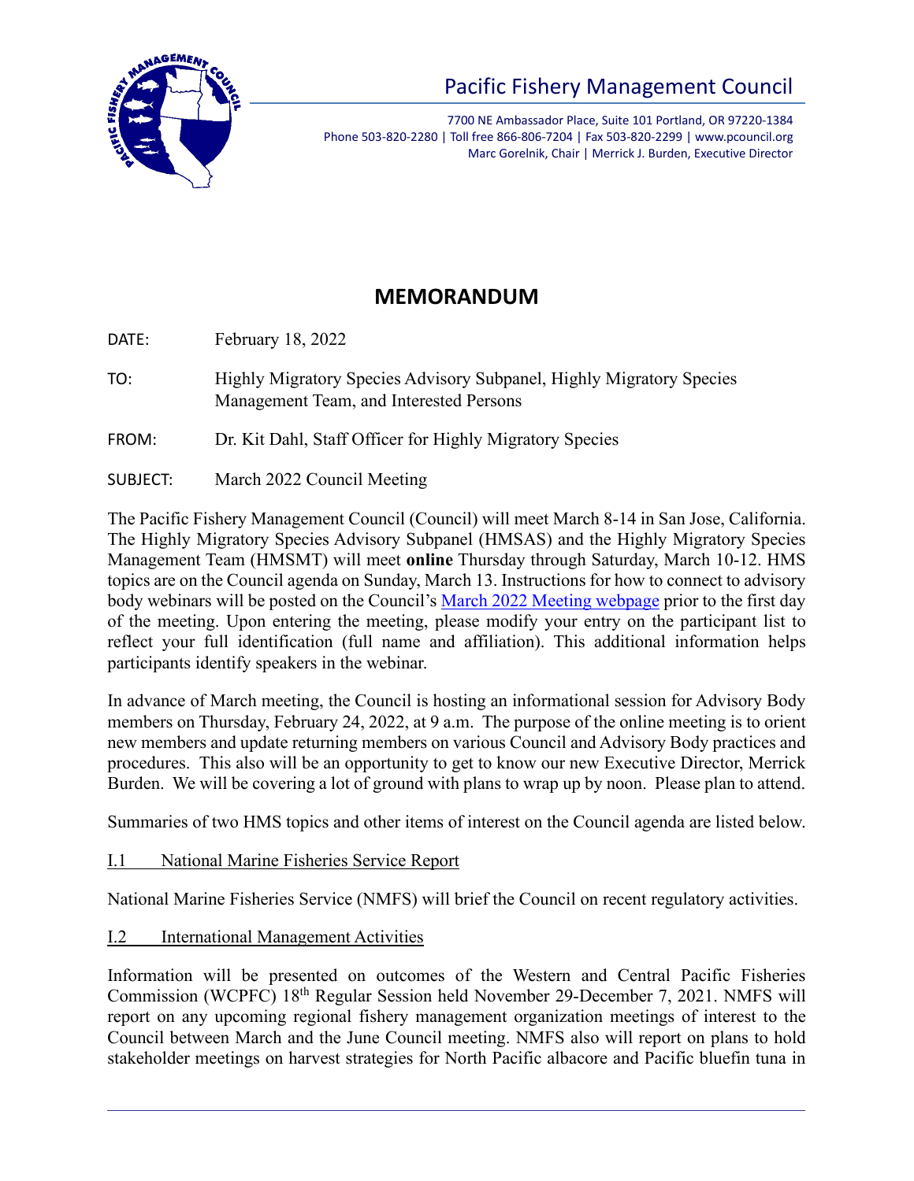# Pacific Fishery Management Council

7700 NE Ambassador Place, Suite 101 Portland, OR 97220-1384
Phone 503-820-2280 | Toll free 866-806-7204 | Fax 503-820-2299 | www.pcouncil.org
Marc Gorelnik, Chair | Merrick J. Burden, Executive Director

## MEMORANDUM

DATE: February 18, 2022

TO: Highly Migratory Species Advisory Subpanel, Highly Migratory Species Management Team, and Interested Persons

FROM: Dr. Kit Dahl, Staff Officer for Highly Migratory Species

SUBJECT: March 2022 Council Meeting

The Pacific Fishery Management Council (Council) will meet March 8-14 in San Jose, California. The Highly Migratory Species Advisory Subpanel (HMSAS) and the Highly Migratory Species Management Team (HMSMT) will meet **online** Thursday through Saturday, March 10-12. HMS topics are on the Council agenda on Sunday, March 13. Instructions for how to connect to advisory body webinars will be posted on the Council's [March 2022 Meeting webpage] prior to the first day of the meeting. Upon entering the meeting, please modify your entry on the participant list to reflect your full identification (full name and affiliation). This additional information helps participants identify speakers in the webinar.

In advance of March meeting, the Council is hosting an informational session for Advisory Body members on Thursday, February 24, 2022, at 9 a.m. The purpose of the online meeting is to orient new members and update returning members on various Council and Advisory Body practices and procedures. This also will be an opportunity to get to know our new Executive Director, Merrick Burden. We will be covering a lot of ground with plans to wrap up by noon. Please plan to attend.

Summaries of two HMS topics and other items of interest on the Council agenda are listed below.

I.1 National Marine Fisheries Service Report

National Marine Fisheries Service (NMFS) will brief the Council on recent regulatory activities.

I.2 International Management Activities

Information will be presented on outcomes of the Western and Central Pacific Fisheries Commission (WCPFC) 18th Regular Session held November 29-December 7, 2021. NMFS will report on any upcoming regional fishery management organization meetings of interest to the Council between March and the June Council meeting. NMFS also will report on plans to hold stakeholder meetings on harvest strategies for North Pacific albacore and Pacific bluefin tuna in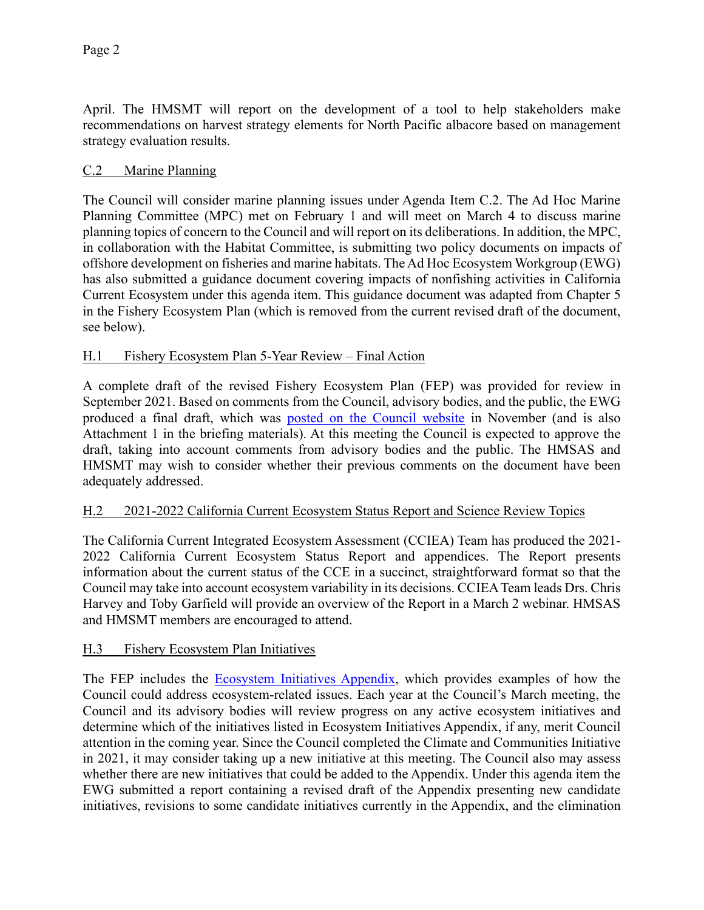April. The HMSMT will report on the development of a tool to help stakeholders make recommendations on harvest strategy elements for North Pacific albacore based on management strategy evaluation results.

## C.2 Marine Planning

The Council will consider marine planning issues under Agenda Item C.2. The Ad Hoc Marine Planning Committee (MPC) met on February 1 and will meet on March 4 to discuss marine planning topics of concern to the Council and will report on its deliberations. In addition, the MPC, in collaboration with the Habitat Committee, is submitting two policy documents on impacts of offshore development on fisheries and marine habitats. The Ad Hoc Ecosystem Workgroup (EWG) has also submitted a guidance document covering impacts of nonfishing activities in California Current Ecosystem under this agenda item. This guidance document was adapted from Chapter 5 in the Fishery Ecosystem Plan (which is removed from the current revised draft of the document, see below).

## H.1 Fishery Ecosystem Plan 5-Year Review – Final Action

A complete draft of the revised Fishery Ecosystem Plan (FEP) was provided for review in September 2021. Based on comments from the Council, advisory bodies, and the public, the EWG produced a final draft, which was posted on the Council website in November (and is also Attachment 1 in the briefing materials). At this meeting the Council is expected to approve the draft, taking into account comments from advisory bodies and the public. The HMSAS and HMSMT may wish to consider whether their previous comments on the document have been adequately addressed.

## H.2 2021-2022 California Current Ecosystem Status Report and Science Review Topics

The California Current Integrated Ecosystem Assessment (CCIEA) Team has produced the 2021-2022 California Current Ecosystem Status Report and appendices. The Report presents information about the current status of the CCE in a succinct, straightforward format so that the Council may take into account ecosystem variability in its decisions. CCIEA Team leads Drs. Chris Harvey and Toby Garfield will provide an overview of the Report in a March 2 webinar. HMSAS and HMSMT members are encouraged to attend.

## H.3 Fishery Ecosystem Plan Initiatives

The FEP includes the Ecosystem Initiatives Appendix, which provides examples of how the Council could address ecosystem-related issues. Each year at the Council's March meeting, the Council and its advisory bodies will review progress on any active ecosystem initiatives and determine which of the initiatives listed in Ecosystem Initiatives Appendix, if any, merit Council attention in the coming year. Since the Council completed the Climate and Communities Initiative in 2021, it may consider taking up a new initiative at this meeting. The Council also may assess whether there are new initiatives that could be added to the Appendix. Under this agenda item the EWG submitted a report containing a revised draft of the Appendix presenting new candidate initiatives, revisions to some candidate initiatives currently in the Appendix, and the elimination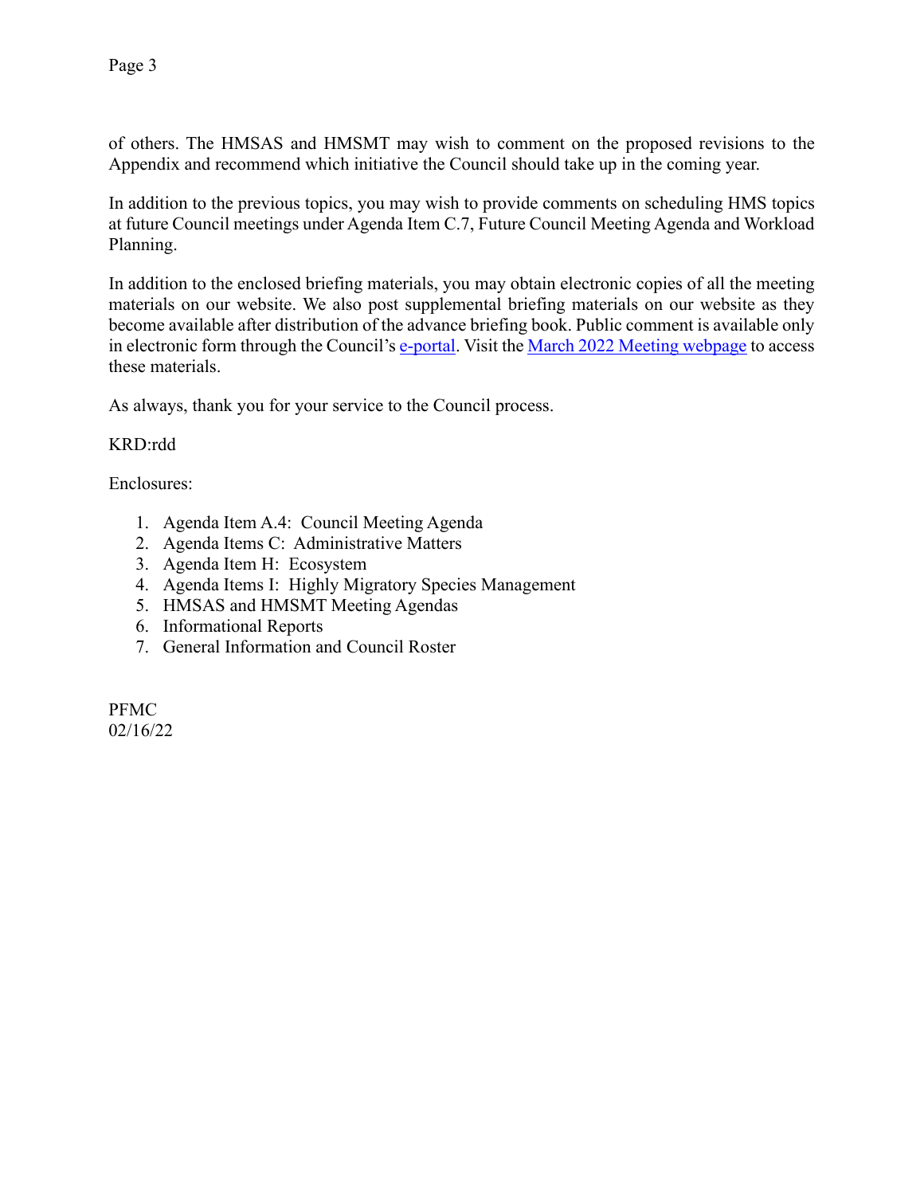of others. The HMSAS and HMSMT may wish to comment on the proposed revisions to the Appendix and recommend which initiative the Council should take up in the coming year.

In addition to the previous topics, you may wish to provide comments on scheduling HMS topics at future Council meetings under Agenda Item C.7, Future Council Meeting Agenda and Workload Planning.

In addition to the enclosed briefing materials, you may obtain electronic copies of all the meeting materials on our website. We also post supplemental briefing materials on our website as they become available after distribution of the advance briefing book. Public comment is available only in electronic form through the Council's e-portal. Visit the March 2022 Meeting webpage to access these materials.

As always, thank you for your service to the Council process.

KRD:rdd

Enclosures:

1. Agenda Item A.4: Council Meeting Agenda
2. Agenda Items C: Administrative Matters
3. Agenda Item H: Ecosystem
4. Agenda Items I: Highly Migratory Species Management
5. HMSAS and HMSMT Meeting Agendas
6. Informational Reports
7. General Information and Council Roster

PFMC
02/16/22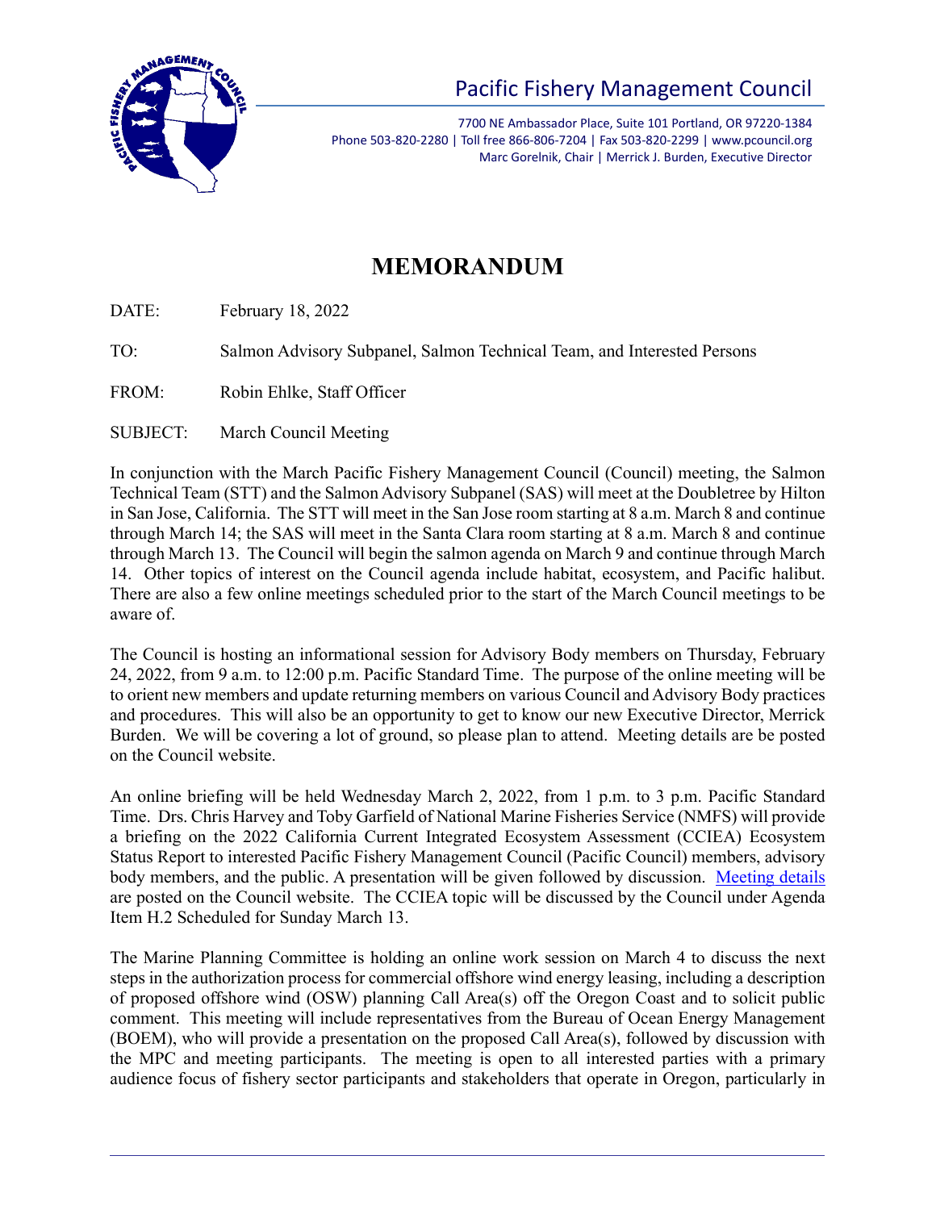Pacific Fishery Management Council

7700 NE Ambassador Place, Suite 101 Portland, OR 97220-1384
Phone 503-820-2280 | Toll free 866-806-7204 | Fax 503-820-2299 | www.pcouncil.org
Marc Gorelnik, Chair | Merrick J. Burden, Executive Director

# MEMORANDUM

DATE: February 18, 2022

TO: Salmon Advisory Subpanel, Salmon Technical Team, and Interested Persons

FROM: Robin Ehlke, Staff Officer

SUBJECT: March Council Meeting

In conjunction with the March Pacific Fishery Management Council (Council) meeting, the Salmon Technical Team (STT) and the Salmon Advisory Subpanel (SAS) will meet at the Doubletree by Hilton in San Jose, California. The STT will meet in the San Jose room starting at 8 a.m. March 8 and continue through March 14; the SAS will meet in the Santa Clara room starting at 8 a.m. March 8 and continue through March 13. The Council will begin the salmon agenda on March 9 and continue through March 14. Other topics of interest on the Council agenda include habitat, ecosystem, and Pacific halibut. There are also a few online meetings scheduled prior to the start of the March Council meetings to be aware of.

The Council is hosting an informational session for Advisory Body members on Thursday, February 24, 2022, from 9 a.m. to 12:00 p.m. Pacific Standard Time. The purpose of the online meeting will be to orient new members and update returning members on various Council and Advisory Body practices and procedures. This will also be an opportunity to get to know our new Executive Director, Merrick Burden. We will be covering a lot of ground, so please plan to attend. Meeting details are be posted on the Council website.

An online briefing will be held Wednesday March 2, 2022, from 1 p.m. to 3 p.m. Pacific Standard Time. Drs. Chris Harvey and Toby Garfield of National Marine Fisheries Service (NMFS) will provide a briefing on the 2022 California Current Integrated Ecosystem Assessment (CCIEA) Ecosystem Status Report to interested Pacific Fishery Management Council (Pacific Council) members, advisory body members, and the public. A presentation will be given followed by discussion. Meeting details are posted on the Council website. The CCIEA topic will be discussed by the Council under Agenda Item H.2 Scheduled for Sunday March 13.

The Marine Planning Committee is holding an online work session on March 4 to discuss the next steps in the authorization process for commercial offshore wind energy leasing, including a description of proposed offshore wind (OSW) planning Call Area(s) off the Oregon Coast and to solicit public comment. This meeting will include representatives from the Bureau of Ocean Energy Management (BOEM), who will provide a presentation on the proposed Call Area(s), followed by discussion with the MPC and meeting participants. The meeting is open to all interested parties with a primary audience focus of fishery sector participants and stakeholders that operate in Oregon, particularly in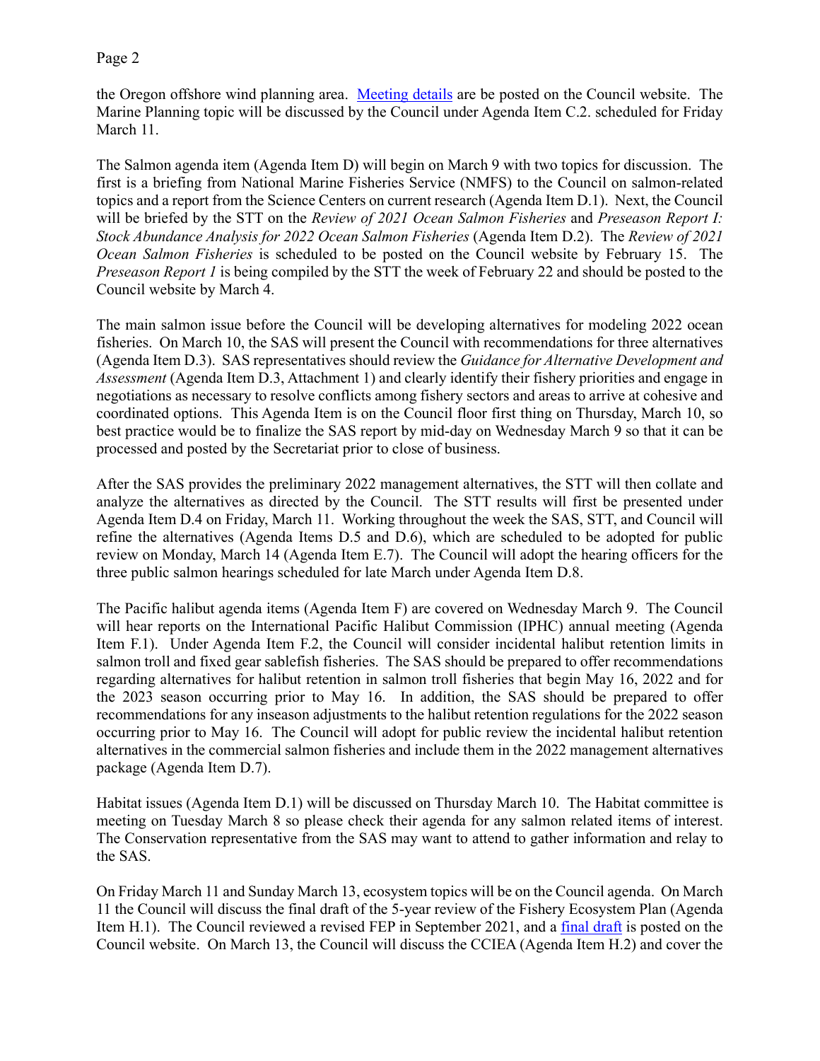the Oregon offshore wind planning area. [Meeting details](#) are be posted on the Council website. The Marine Planning topic will be discussed by the Council under Agenda Item C.2. scheduled for Friday March 11.

The Salmon agenda item (Agenda Item D) will begin on March 9 with two topics for discussion. The first is a briefing from National Marine Fisheries Service (NMFS) to the Council on salmon-related topics and a report from the Science Centers on current research (Agenda Item D.1). Next, the Council will be briefed by the STT on the *Review of 2021 Ocean Salmon Fisheries* and *Preseason Report I: Stock Abundance Analysis for 2022 Ocean Salmon Fisheries* (Agenda Item D.2). The *Review of 2021 Ocean Salmon Fisheries* is scheduled to be posted on the Council website by February 15. The *Preseason Report 1* is being compiled by the STT the week of February 22 and should be posted to the Council website by March 4.

The main salmon issue before the Council will be developing alternatives for modeling 2022 ocean fisheries. On March 10, the SAS will present the Council with recommendations for three alternatives (Agenda Item D.3). SAS representatives should review the *Guidance for Alternative Development and Assessment* (Agenda Item D.3, Attachment 1) and clearly identify their fishery priorities and engage in negotiations as necessary to resolve conflicts among fishery sectors and areas to arrive at cohesive and coordinated options. This Agenda Item is on the Council floor first thing on Thursday, March 10, so best practice would be to finalize the SAS report by mid-day on Wednesday March 9 so that it can be processed and posted by the Secretariat prior to close of business.

After the SAS provides the preliminary 2022 management alternatives, the STT will then collate and analyze the alternatives as directed by the Council. The STT results will first be presented under Agenda Item D.4 on Friday, March 11. Working throughout the week the SAS, STT, and Council will refine the alternatives (Agenda Items D.5 and D.6), which are scheduled to be adopted for public review on Monday, March 14 (Agenda Item E.7). The Council will adopt the hearing officers for the three public salmon hearings scheduled for late March under Agenda Item D.8.

The Pacific halibut agenda items (Agenda Item F) are covered on Wednesday March 9. The Council will hear reports on the International Pacific Halibut Commission (IPHC) annual meeting (Agenda Item F.1). Under Agenda Item F.2, the Council will consider incidental halibut retention limits in salmon troll and fixed gear sablefish fisheries. The SAS should be prepared to offer recommendations regarding alternatives for halibut retention in salmon troll fisheries that begin May 16, 2022 and for the 2023 season occurring prior to May 16. In addition, the SAS should be prepared to offer recommendations for any inseason adjustments to the halibut retention regulations for the 2022 season occurring prior to May 16. The Council will adopt for public review the incidental halibut retention alternatives in the commercial salmon fisheries and include them in the 2022 management alternatives package (Agenda Item D.7).

Habitat issues (Agenda Item D.1) will be discussed on Thursday March 10. The Habitat committee is meeting on Tuesday March 8 so please check their agenda for any salmon related items of interest. The Conservation representative from the SAS may want to attend to gather information and relay to the SAS.

On Friday March 11 and Sunday March 13, ecosystem topics will be on the Council agenda. On March 11 the Council will discuss the final draft of the 5-year review of the Fishery Ecosystem Plan (Agenda Item H.1). The Council reviewed a revised FEP in September 2021, and a [final draft](#) is posted on the Council website. On March 13, the Council will discuss the CCIEA (Agenda Item H.2) and cover the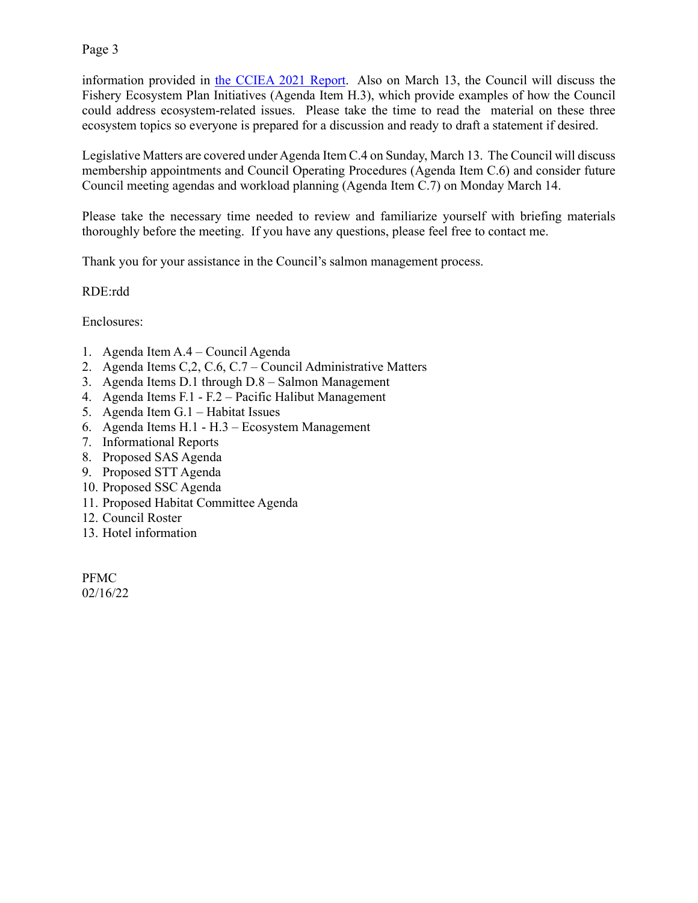information provided in [the CCIEA 2021 Report](). Also on March 13, the Council will discuss the Fishery Ecosystem Plan Initiatives (Agenda Item H.3), which provide examples of how the Council could address ecosystem-related issues. Please take the time to read the material on these three ecosystem topics so everyone is prepared for a discussion and ready to draft a statement if desired.

Legislative Matters are covered under Agenda Item C.4 on Sunday, March 13. The Council will discuss membership appointments and Council Operating Procedures (Agenda Item C.6) and consider future Council meeting agendas and workload planning (Agenda Item C.7) on Monday March 14.

Please take the necessary time needed to review and familiarize yourself with briefing materials thoroughly before the meeting. If you have any questions, please feel free to contact me.

Thank you for your assistance in the Council's salmon management process.

RDE:rdd

Enclosures:

1. Agenda Item A.4 – Council Agenda
2. Agenda Items C,2, C.6, C.7 – Council Administrative Matters
3. Agenda Items D.1 through D.8 – Salmon Management
4. Agenda Items F.1 - F.2 – Pacific Halibut Management
5. Agenda Item G.1 – Habitat Issues
6. Agenda Items H.1 - H.3 – Ecosystem Management
7. Informational Reports
8. Proposed SAS Agenda
9. Proposed STT Agenda
10. Proposed SSC Agenda
11. Proposed Habitat Committee Agenda
12. Council Roster
13. Hotel information

PFMC
02/16/22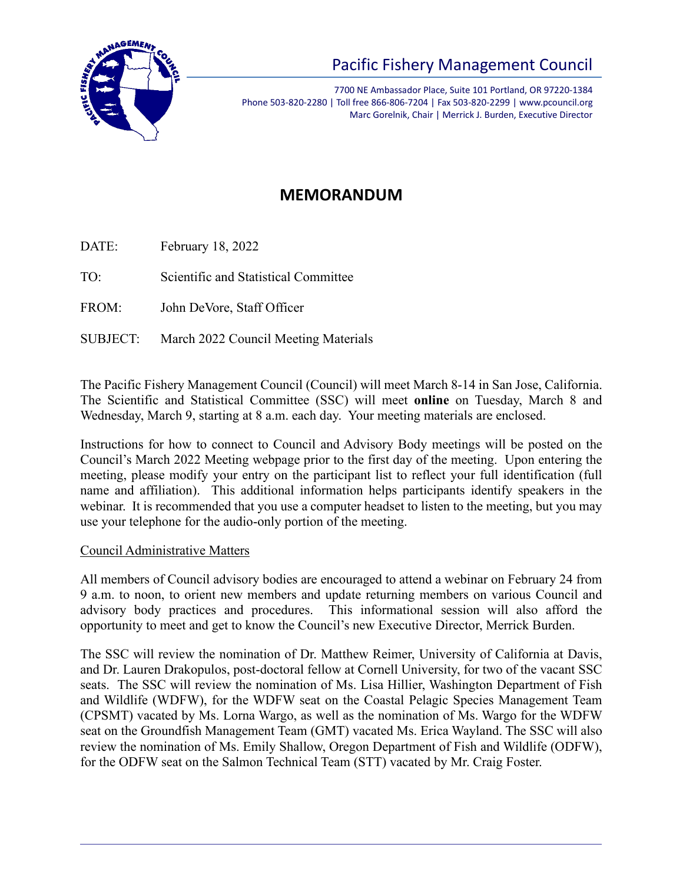Pacific Fishery Management Council

7700 NE Ambassador Place, Suite 101 Portland, OR 97220-1384
Phone 503-820-2280 | Toll free 866-806-7204 | Fax 503-820-2299 | www.pcouncil.org
Marc Gorelnik, Chair | Merrick J. Burden, Executive Director

# MEMORANDUM

DATE: February 18, 2022

TO: Scientific and Statistical Committee

FROM: John DeVore, Staff Officer

SUBJECT: March 2022 Council Meeting Materials

The Pacific Fishery Management Council (Council) will meet March 8-14 in San Jose, California. The Scientific and Statistical Committee (SSC) will meet **online** on Tuesday, March 8 and Wednesday, March 9, starting at 8 a.m. each day. Your meeting materials are enclosed.

Instructions for how to connect to Council and Advisory Body meetings will be posted on the Council's March 2022 Meeting webpage prior to the first day of the meeting. Upon entering the meeting, please modify your entry on the participant list to reflect your full identification (full name and affiliation). This additional information helps participants identify speakers in the webinar. It is recommended that you use a computer headset to listen to the meeting, but you may use your telephone for the audio-only portion of the meeting.

Council Administrative Matters

All members of Council advisory bodies are encouraged to attend a webinar on February 24 from 9 a.m. to noon, to orient new members and update returning members on various Council and advisory body practices and procedures. This informational session will also afford the opportunity to meet and get to know the Council's new Executive Director, Merrick Burden.

The SSC will review the nomination of Dr. Matthew Reimer, University of California at Davis, and Dr. Lauren Drakopulos, post-doctoral fellow at Cornell University, for two of the vacant SSC seats. The SSC will review the nomination of Ms. Lisa Hillier, Washington Department of Fish and Wildlife (WDFW), for the WDFW seat on the Coastal Pelagic Species Management Team (CPSMT) vacated by Ms. Lorna Wargo, as well as the nomination of Ms. Wargo for the WDFW seat on the Groundfish Management Team (GMT) vacated Ms. Erica Wayland. The SSC will also review the nomination of Ms. Emily Shallow, Oregon Department of Fish and Wildlife (ODFW), for the ODFW seat on the Salmon Technical Team (STT) vacated by Mr. Craig Foster.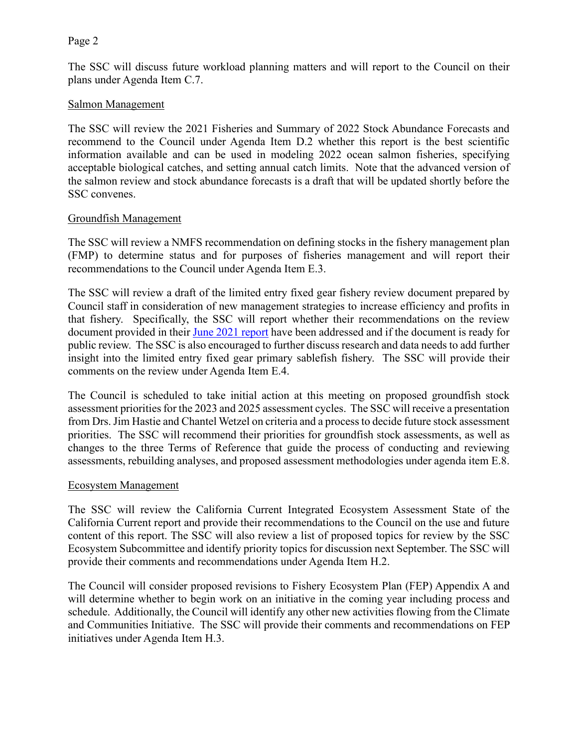The SSC will discuss future workload planning matters and will report to the Council on their plans under Agenda Item C.7.

## Salmon Management

The SSC will review the 2021 Fisheries and Summary of 2022 Stock Abundance Forecasts and recommend to the Council under Agenda Item D.2 whether this report is the best scientific information available and can be used in modeling 2022 ocean salmon fisheries, specifying acceptable biological catches, and setting annual catch limits. Note that the advanced version of the salmon review and stock abundance forecasts is a draft that will be updated shortly before the SSC convenes.

## Groundfish Management

The SSC will review a NMFS recommendation on defining stocks in the fishery management plan (FMP) to determine status and for purposes of fisheries management and will report their recommendations to the Council under Agenda Item E.3.

The SSC will review a draft of the limited entry fixed gear fishery review document prepared by Council staff in consideration of new management strategies to increase efficiency and profits in that fishery. Specifically, the SSC will report whether their recommendations on the review document provided in their June 2021 report have been addressed and if the document is ready for public review. The SSC is also encouraged to further discuss research and data needs to add further insight into the limited entry fixed gear primary sablefish fishery. The SSC will provide their comments on the review under Agenda Item E.4.

The Council is scheduled to take initial action at this meeting on proposed groundfish stock assessment priorities for the 2023 and 2025 assessment cycles. The SSC will receive a presentation from Drs. Jim Hastie and Chantel Wetzel on criteria and a process to decide future stock assessment priorities. The SSC will recommend their priorities for groundfish stock assessments, as well as changes to the three Terms of Reference that guide the process of conducting and reviewing assessments, rebuilding analyses, and proposed assessment methodologies under agenda item E.8.

## Ecosystem Management

The SSC will review the California Current Integrated Ecosystem Assessment State of the California Current report and provide their recommendations to the Council on the use and future content of this report. The SSC will also review a list of proposed topics for review by the SSC Ecosystem Subcommittee and identify priority topics for discussion next September. The SSC will provide their comments and recommendations under Agenda Item H.2.

The Council will consider proposed revisions to Fishery Ecosystem Plan (FEP) Appendix A and will determine whether to begin work on an initiative in the coming year including process and schedule. Additionally, the Council will identify any other new activities flowing from the Climate and Communities Initiative. The SSC will provide their comments and recommendations on FEP initiatives under Agenda Item H.3.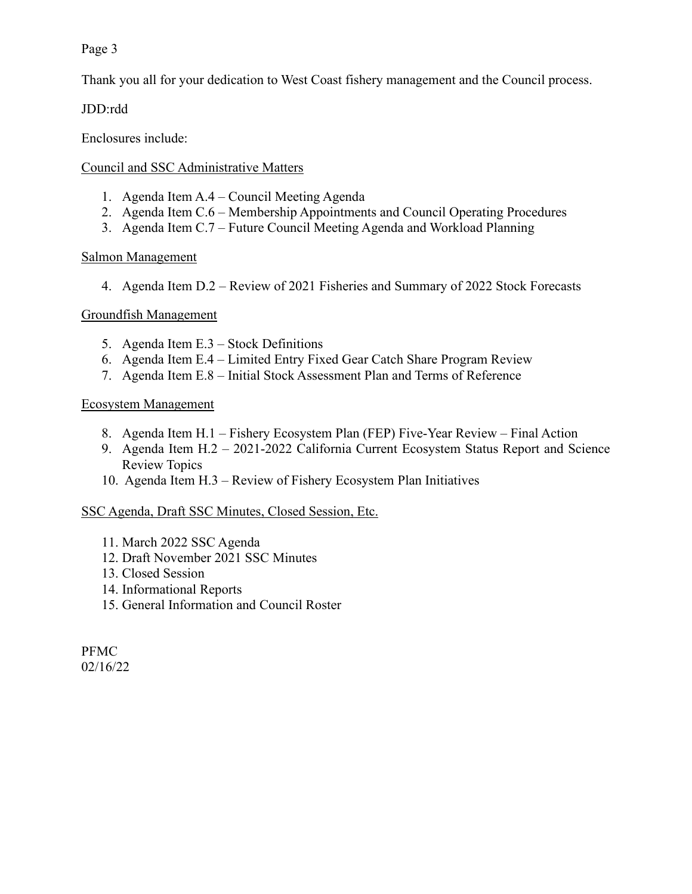Thank you all for your dedication to West Coast fishery management and the Council process.

JDD:rdd

Enclosures include:

Council and SSC Administrative Matters

1. Agenda Item A.4 – Council Meeting Agenda
2. Agenda Item C.6 – Membership Appointments and Council Operating Procedures
3. Agenda Item C.7 – Future Council Meeting Agenda and Workload Planning

Salmon Management

4. Agenda Item D.2 – Review of 2021 Fisheries and Summary of 2022 Stock Forecasts

Groundfish Management

5. Agenda Item E.3 – Stock Definitions
6. Agenda Item E.4 – Limited Entry Fixed Gear Catch Share Program Review
7. Agenda Item E.8 – Initial Stock Assessment Plan and Terms of Reference

Ecosystem Management

8. Agenda Item H.1 – Fishery Ecosystem Plan (FEP) Five-Year Review – Final Action
9. Agenda Item H.2 – 2021-2022 California Current Ecosystem Status Report and Science Review Topics
10. Agenda Item H.3 – Review of Fishery Ecosystem Plan Initiatives

SSC Agenda, Draft SSC Minutes, Closed Session, Etc.

11. March 2022 SSC Agenda
12. Draft November 2021 SSC Minutes
13. Closed Session
14. Informational Reports
15. General Information and Council Roster

PFMC
02/16/22